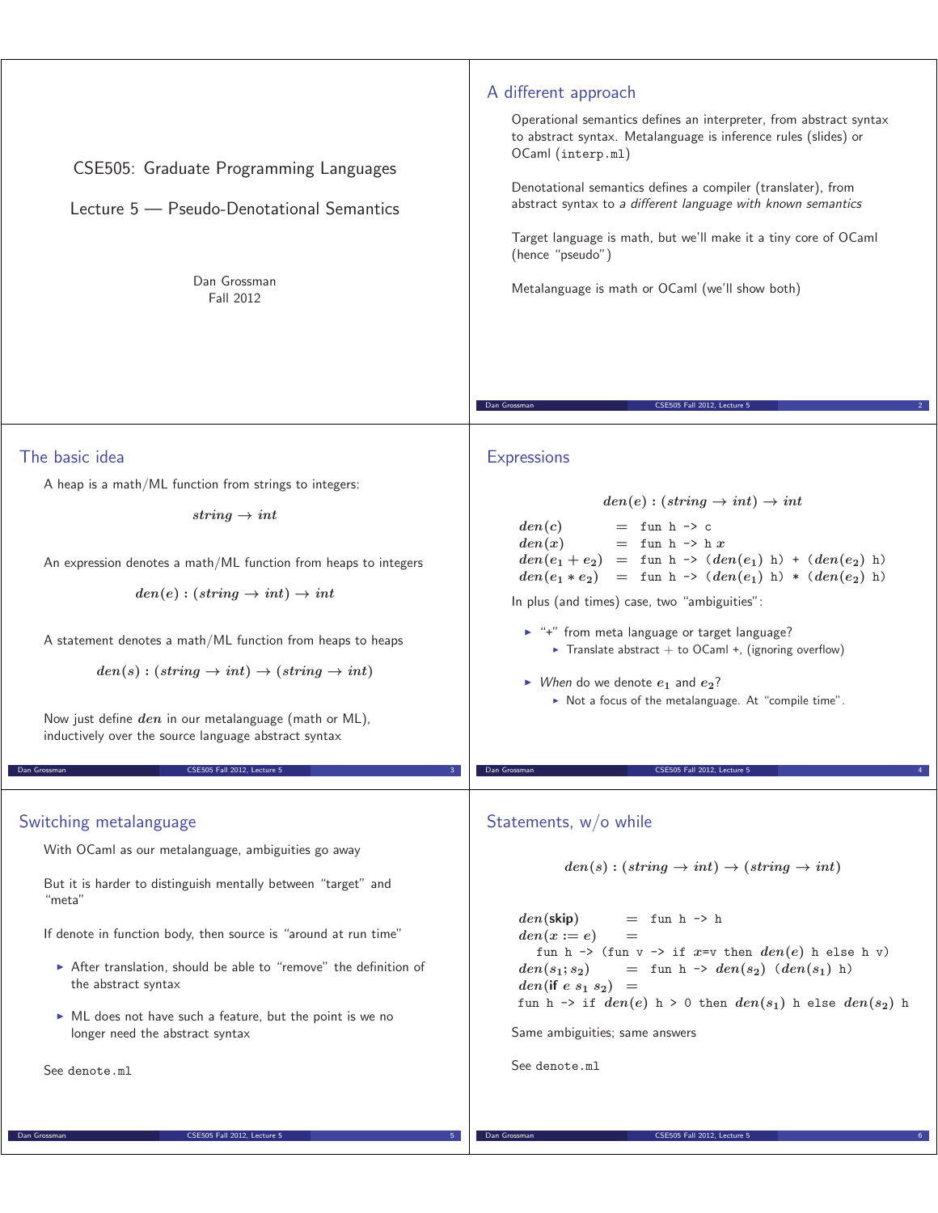# CSE505: Graduate Programming Languages

## Lecture 5 — Pseudo-Denotational Semantics

Dan Grossman
Fall 2012

## A different approach

Operational semantics defines an interpreter, from abstract syntax to abstract syntax. Metalanguage is inference rules (slides) or OCaml (`interp.ml`)

Denotational semantics defines a compiler (translater), from abstract syntax to *a different language with known semantics*

Target language is math, but we'll make it a tiny core of OCaml (hence "pseudo")

Metalanguage is math or OCaml (we'll show both)

## The basic idea

A heap is a math/ML function from strings to integers:

$$string \rightarrow int$$

An expression denotes a math/ML function from heaps to integers

$$den(e) : (string \rightarrow int) \rightarrow int$$

A statement denotes a math/ML function from heaps to heaps

$$den(s) : (string \rightarrow int) \rightarrow (string \rightarrow int)$$

Now just define $den$ in our metalanguage (math or ML), inductively over the source language abstract syntax

## Expressions

$$den(e) : (string \rightarrow int) \rightarrow int$$

$$
\begin{array}{lcl}
den(c) & = & \texttt{fun h -> c} \\
den(x) & = & \texttt{fun h -> h } x \\
den(e_1 + e_2) & = & \texttt{fun h -> (}den(e_1)\texttt{ h) + (}den(e_2)\texttt{ h)} \\
den(e_1 * e_2) & = & \texttt{fun h -> (}den(e_1)\texttt{ h) * (}den(e_2)\texttt{ h)}
\end{array}
$$

In plus (and times) case, two "ambiguities":

- "+" from meta language or target language?
  - Translate abstract + to OCaml +, (ignoring overflow)
- *When* do we denote $e_1$ and $e_2$?
  - Not a focus of the metalanguage. At "compile time".

## Switching metalanguage

With OCaml as our metalanguage, ambiguities go away

But it is harder to distinguish mentally between "target" and "meta"

If denote in function body, then source is "around at run time"

- After translation, should be able to "remove" the definition of the abstract syntax
- ML does not have such a feature, but the point is we no longer need the abstract syntax

See `denote.ml`

## Statements, w/o while

$$den(s) : (string \rightarrow int) \rightarrow (string \rightarrow int)$$

$$
\begin{array}{lcl}
den(\textbf{skip}) & = & \texttt{fun h -> h} \\
den(x := e) & = & \\
\multicolumn{3}{l}{\quad \texttt{fun h -> (fun v -> if } x\texttt{=v then } den(e)\texttt{ h else h v)}} \\
den(s_1; s_2) & = & \texttt{fun h -> } den(s_2)\texttt{ (}den(s_1)\texttt{ h)} \\
den(\textbf{if } e\ s_1\ s_2) & = & \\
\multicolumn{3}{l}{\texttt{fun h -> if } den(e)\texttt{ h > 0 then } den(s_1)\texttt{ h else } den(s_2)\texttt{ h}}
\end{array}
$$

Same ambiguities; same answers

See `denote.ml`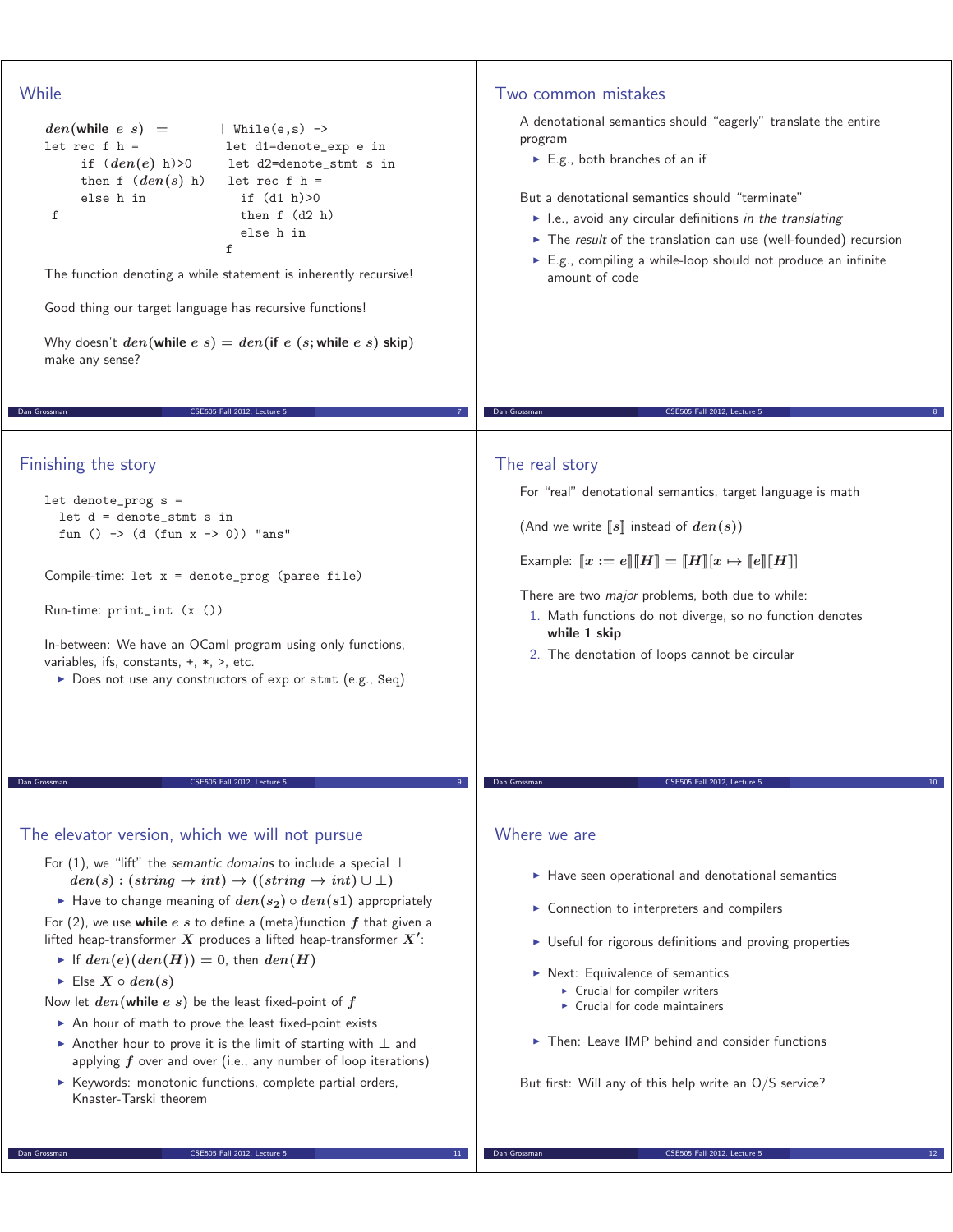## While

$den(\textbf{while}\ e\ s)\ =$
```
let rec f h =
     if (den(e) h)>0
     then f (den(s) h)
     else h in
 f
```

```
| While(e,s) ->
  let d1=denote_exp e in
  let d2=denote_stmt s in
  let rec f h =
    if (d1 h)>0
    then f (d2 h)
    else h in
  f
```

The function denoting a while statement is inherently recursive!

Good thing our target language has recursive functions!

Why doesn't $den(\textbf{while}\ e\ s) = den(\textbf{if}\ e\ (s; \textbf{while}\ e\ s)\ \textbf{skip})$ make any sense?

## Two common mistakes

A denotational semantics should "eagerly" translate the entire program

- E.g., both branches of an if

But a denotational semantics should "terminate"

- I.e., avoid any circular definitions *in the translating*
- The *result* of the translation can use (well-founded) recursion
- E.g., compiling a while-loop should not produce an infinite amount of code

## Finishing the story

```
let denote_prog s =
  let d = denote_stmt s in
  fun () -> (d (fun x -> 0)) "ans"
```

Compile-time: `let x = denote_prog (parse file)`

Run-time: `print_int (x ())`

In-between: We have an OCaml program using only functions, variables, ifs, constants, +, ∗, >, etc.

- Does not use any constructors of `exp` or `stmt` (e.g., `Seq`)

## The real story

For "real" denotational semantics, target language is math

(And we write $[\![s]\!]$ instead of $den(s)$)

Example: $[\![x := e]\!][\![H]\!] = [\![H]\!][x \mapsto [\![e]\!][\![H]\!]]$

There are two *major* problems, both due to while:

1. Math functions do not diverge, so no function denotes **while 1 skip**
2. The denotation of loops cannot be circular

## The elevator version, which we will not pursue

For (1), we "lift" the *semantic domains* to include a special $\bot$

$den(s) : (string \to int) \to ((string \to int) \cup \bot)$

- Have to change meaning of $den(s_2) \circ den(s1)$ appropriately

For (2), we use **while** $e$ $s$ to define a (meta)function $f$ that given a lifted heap-transformer $X$ produces a lifted heap-transformer $X'$:

- If $den(e)(den(H)) = 0$, then $den(H)$
- Else $X \circ den(s)$

Now let $den(\textbf{while}\ e\ s)$ be the least fixed-point of $f$

- An hour of math to prove the least fixed-point exists
- Another hour to prove it is the limit of starting with $\bot$ and applying $f$ over and over (i.e., any number of loop iterations)
- Keywords: monotonic functions, complete partial orders, Knaster-Tarski theorem

## Where we are

- Have seen operational and denotational semantics
- Connection to interpreters and compilers
- Useful for rigorous definitions and proving properties
- Next: Equivalence of semantics
  - Crucial for compiler writers
  - Crucial for code maintainers
- Then: Leave IMP behind and consider functions

But first: Will any of this help write an O/S service?